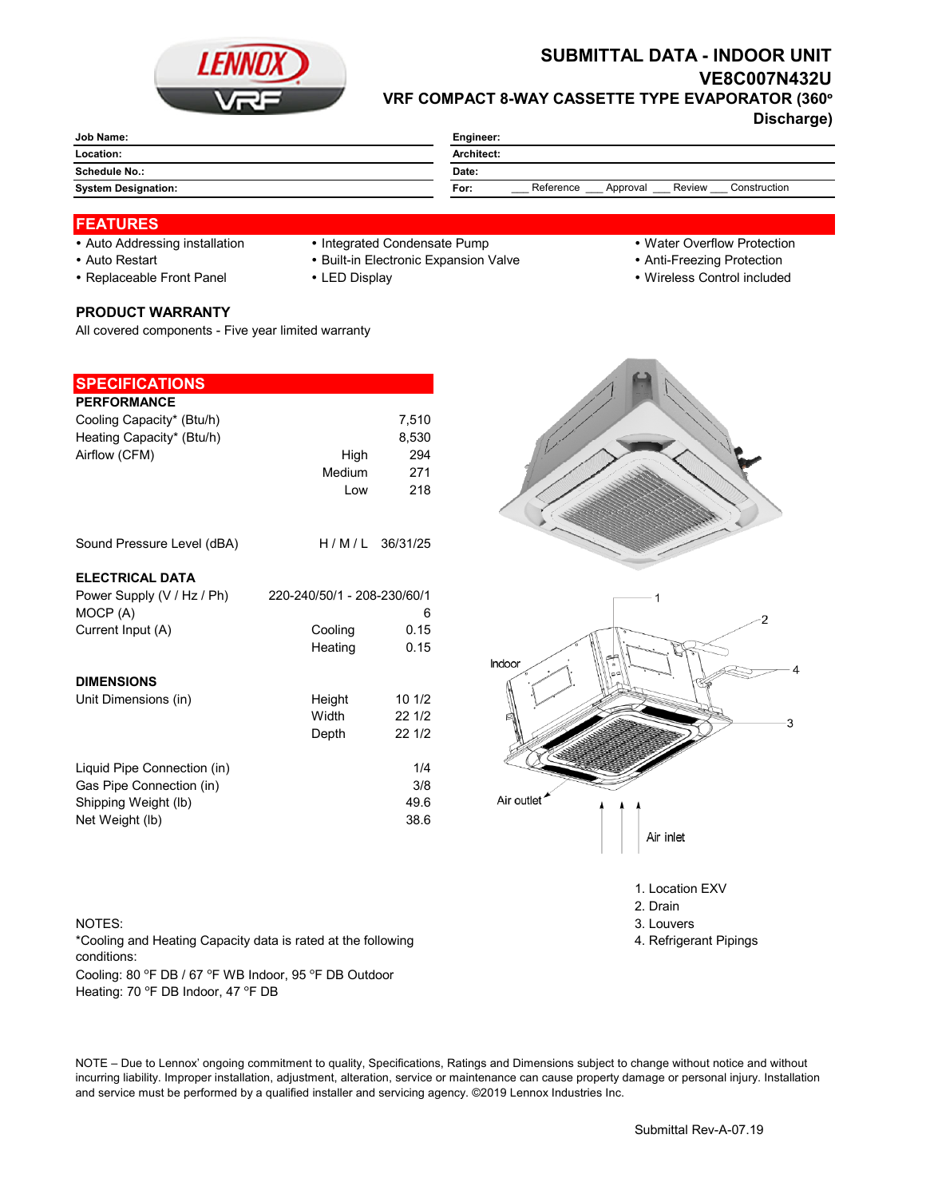# SUBMITTAL DATA - INDOOR UNIT
## VE8C007N432U
### VRF COMPACT 8-WAY CASSETTE TYPE EVAPORATOR (360º Discharge)

| | | | |
|---|---|---|---|
| **Job Name:** | | **Engineer:** | |
| **Location:** | | **Architect:** | |
| **Schedule No.:** | | **Date:** | |
| **System Designation:** | | **For:** | ___ Reference ___ Approval ___ Review ___ Construction |

## FEATURES

- Auto Addressing installation
- Auto Restart
- Replaceable Front Panel
- Integrated Condensate Pump
- Built-in Electronic Expansion Valve
- LED Display
- Water Overflow Protection
- Anti-Freezing Protection
- Wireless Control included

### PRODUCT WARRANTY

All covered components - Five year limited warranty

## SPECIFICATIONS

| | | |
|---|---|---|
| **PERFORMANCE** | | |
| Cooling Capacity* (Btu/h) | | 7,510 |
| Heating Capacity* (Btu/h) | | 8,530 |
| Airflow (CFM) | High | 294 |
| | Medium | 271 |
| | Low | 218 |
| Sound Pressure Level (dBA) | H / M / L | 36/31/25 |
| **ELECTRICAL DATA** | | |
| Power Supply (V / Hz / Ph) | | 220-240/50/1 - 208-230/60/1 |
| MOCP (A) | | 6 |
| Current Input (A) | Cooling | 0.15 |
| | Heating | 0.15 |
| **DIMENSIONS** | | |
| Unit Dimensions (in) | Height | 10 1/2 |
| | Width | 22 1/2 |
| | Depth | 22 1/2 |
| Liquid Pipe Connection (in) | | 1/4 |
| Gas Pipe Connection (in) | | 3/8 |
| Shipping Weight (lb) | | 49.6 |
| Net Weight (lb) | | 38.6 |

Indoor

Air outlet

Air inlet

1. Location EXV
2. Drain
3. Louvers
4. Refrigerant Pipings

NOTES:
*Cooling and Heating Capacity data is rated at the following conditions:
Cooling: 80 °F DB / 67 °F WB Indoor, 95 °F DB Outdoor
Heating: 70 °F DB Indoor, 47 °F DB

NOTE – Due to Lennox' ongoing commitment to quality, Specifications, Ratings and Dimensions subject to change without notice and without incurring liability. Improper installation, adjustment, alteration, service or maintenance can cause property damage or personal injury. Installation and service must be performed by a qualified installer and servicing agency. ©2019 Lennox Industries Inc.

Submittal Rev-A-07.19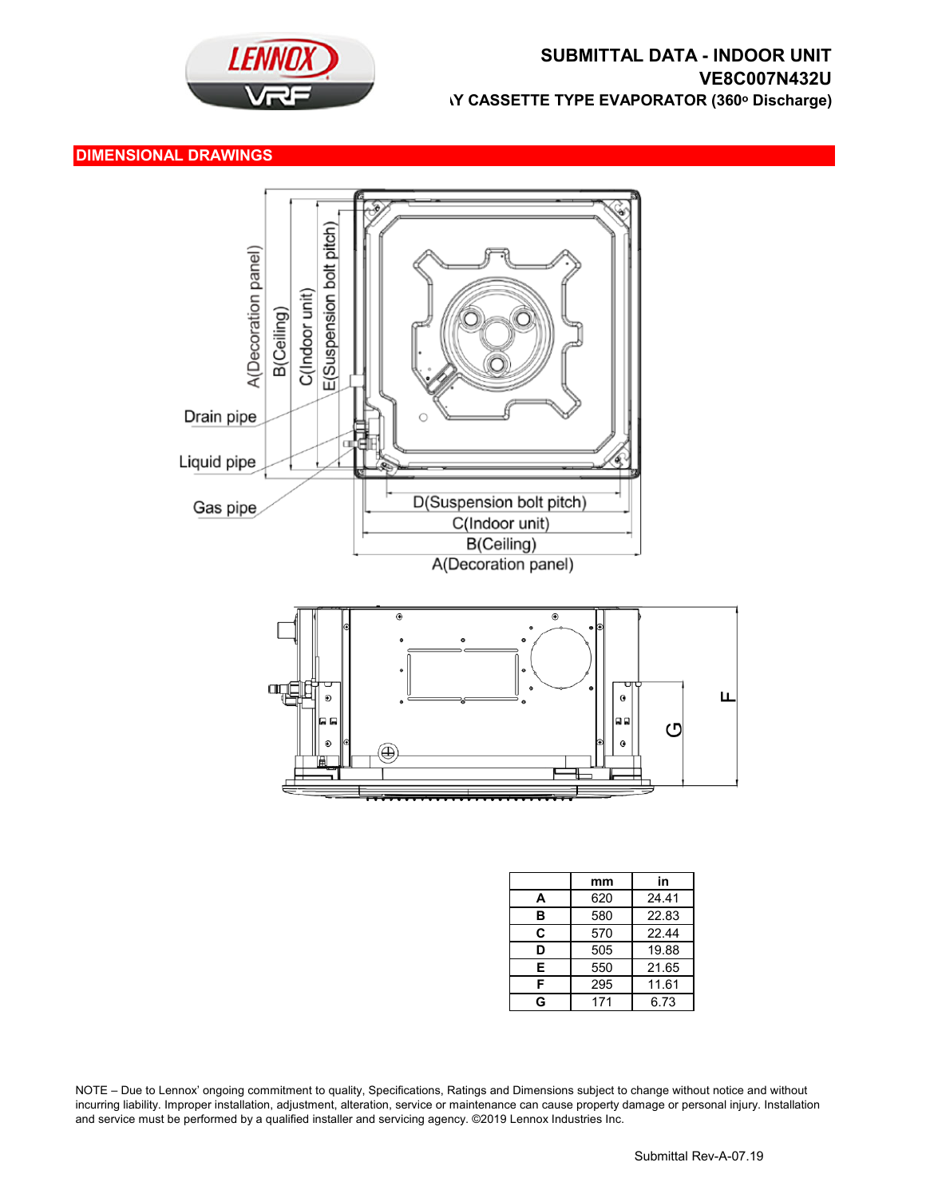# SUBMITTAL DATA - INDOOR UNIT
## VE8C007N432U
### \Y CASSETTE TYPE EVAPORATOR (360º Discharge)

## DIMENSIONAL DRAWINGS

A(Decoration panel)
B(Ceiling)
C(Indoor unit)
E(Suspension bolt pitch)
Drain pipe
Liquid pipe
Gas pipe
D(Suspension bolt pitch)
C(Indoor unit)
B(Ceiling)
A(Decoration panel)

G
F

| | mm | in |
|---|---|---|
| A | 620 | 24.41 |
| B | 580 | 22.83 |
| C | 570 | 22.44 |
| D | 505 | 19.88 |
| E | 550 | 21.65 |
| F | 295 | 11.61 |
| G | 171 | 6.73 |

NOTE – Due to Lennox' ongoing commitment to quality, Specifications, Ratings and Dimensions subject to change without notice and without incurring liability. Improper installation, adjustment, alteration, service or maintenance can cause property damage or personal injury. Installation and service must be performed by a qualified installer and servicing agency. ©2019 Lennox Industries Inc.

Submittal Rev-A-07.19